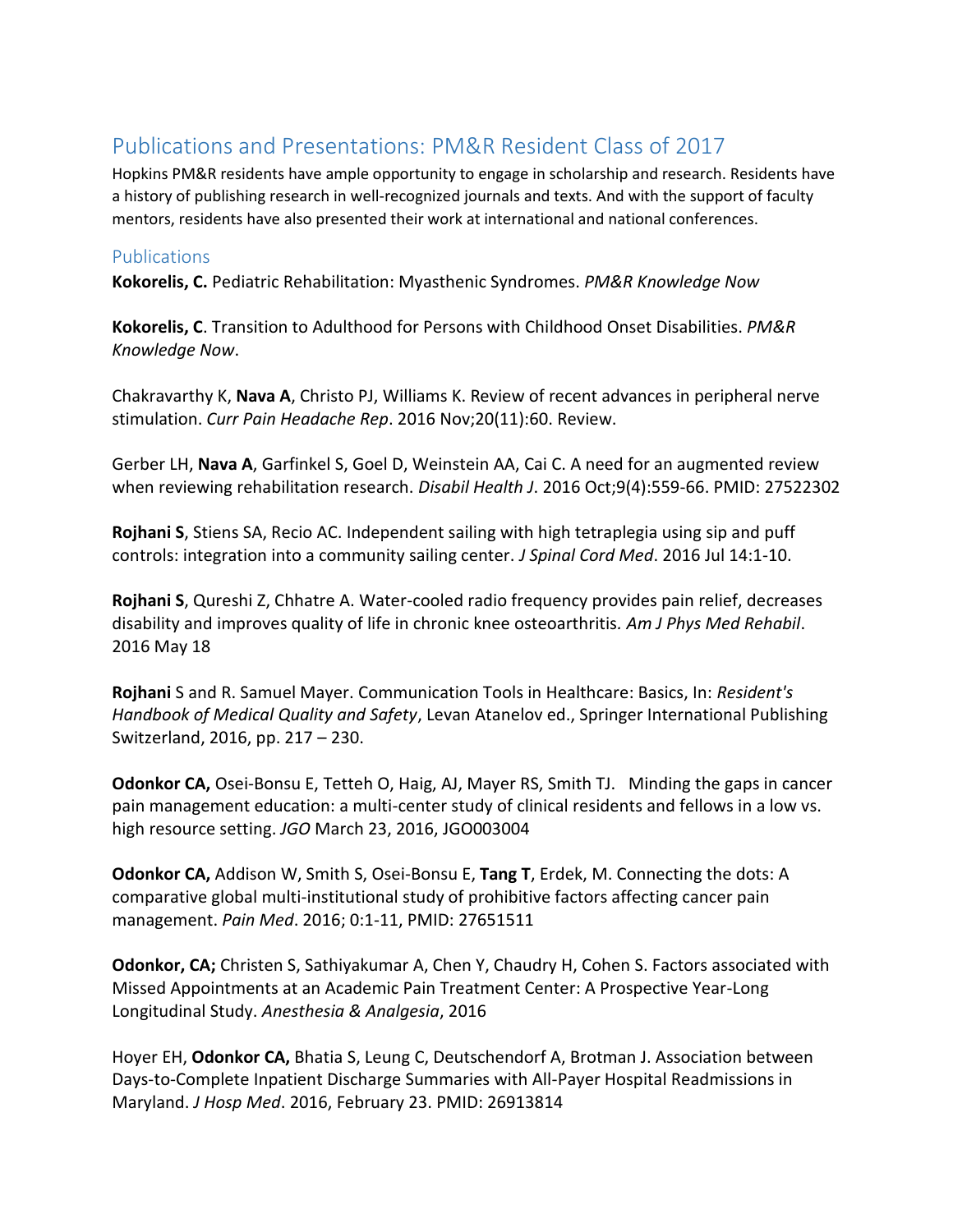# Publications and Presentations: PM&R Resident Class of 2017

Hopkins PM&R residents have ample opportunity to engage in scholarship and research. Residents have a history of publishing research in well-recognized journals and texts. And with the support of faculty mentors, residents have also presented their work at international and national conferences.

## Publications

**Kokorelis, C.** Pediatric Rehabilitation: Myasthenic Syndromes. *PM&R Knowledge Now*

**Kokorelis, C**. Transition to Adulthood for Persons with Childhood Onset Disabilities. *PM&R Knowledge Now*.

Chakravarthy K, **Nava A**, Christo PJ, Williams K. Review of recent advances in peripheral nerve stimulation. *Curr Pain Headache Rep*. 2016 Nov;20(11):60. Review.

Gerber LH, **Nava A**, Garfinkel S, Goel D, Weinstein AA, Cai C. A need for an augmented review when reviewing rehabilitation research. *Disabil Health J*. 2016 Oct;9(4):559-66. PMID: 27522302

**Rojhani S**, Stiens SA, Recio AC. Independent sailing with high tetraplegia using sip and puff controls: integration into a community sailing center. *J Spinal Cord Med*. 2016 Jul 14:1-10.

**Rojhani S**, Qureshi Z, Chhatre A. Water-cooled radio frequency provides pain relief, decreases disability and improves quality of life in chronic knee osteoarthritis. *Am J Phys Med Rehabil*. 2016 May 18

**Rojhani** S and R. Samuel Mayer. Communication Tools in Healthcare: Basics, In: *Resident's Handbook of Medical Quality and Safety*, Levan Atanelov ed., Springer International Publishing Switzerland, 2016, pp. 217 – 230.

**Odonkor CA,** Osei-Bonsu E, Tetteh O, Haig, AJ, Mayer RS, Smith TJ. Minding the gaps in cancer pain management education: a multi-center study of clinical residents and fellows in a low vs. high resource setting. *JGO* March 23, 2016, JGO003004

**Odonkor CA,** Addison W, Smith S, Osei-Bonsu E, **Tang T**, Erdek, M. Connecting the dots: A comparative global multi-institutional study of prohibitive factors affecting cancer pain management. *Pain Med*. 2016; 0:1-11, PMID: 27651511

**Odonkor, CA;** Christen S, Sathiyakumar A, Chen Y, Chaudry H, Cohen S. Factors associated with Missed Appointments at an Academic Pain Treatment Center: A Prospective Year-Long Longitudinal Study. *Anesthesia & Analgesia*, 2016

Hoyer EH, **Odonkor CA,** Bhatia S, Leung C, Deutschendorf A, Brotman J. Association between Days-to-Complete Inpatient Discharge Summaries with All-Payer Hospital Readmissions in Maryland. *J Hosp Med*. 2016, February 23. PMID: 26913814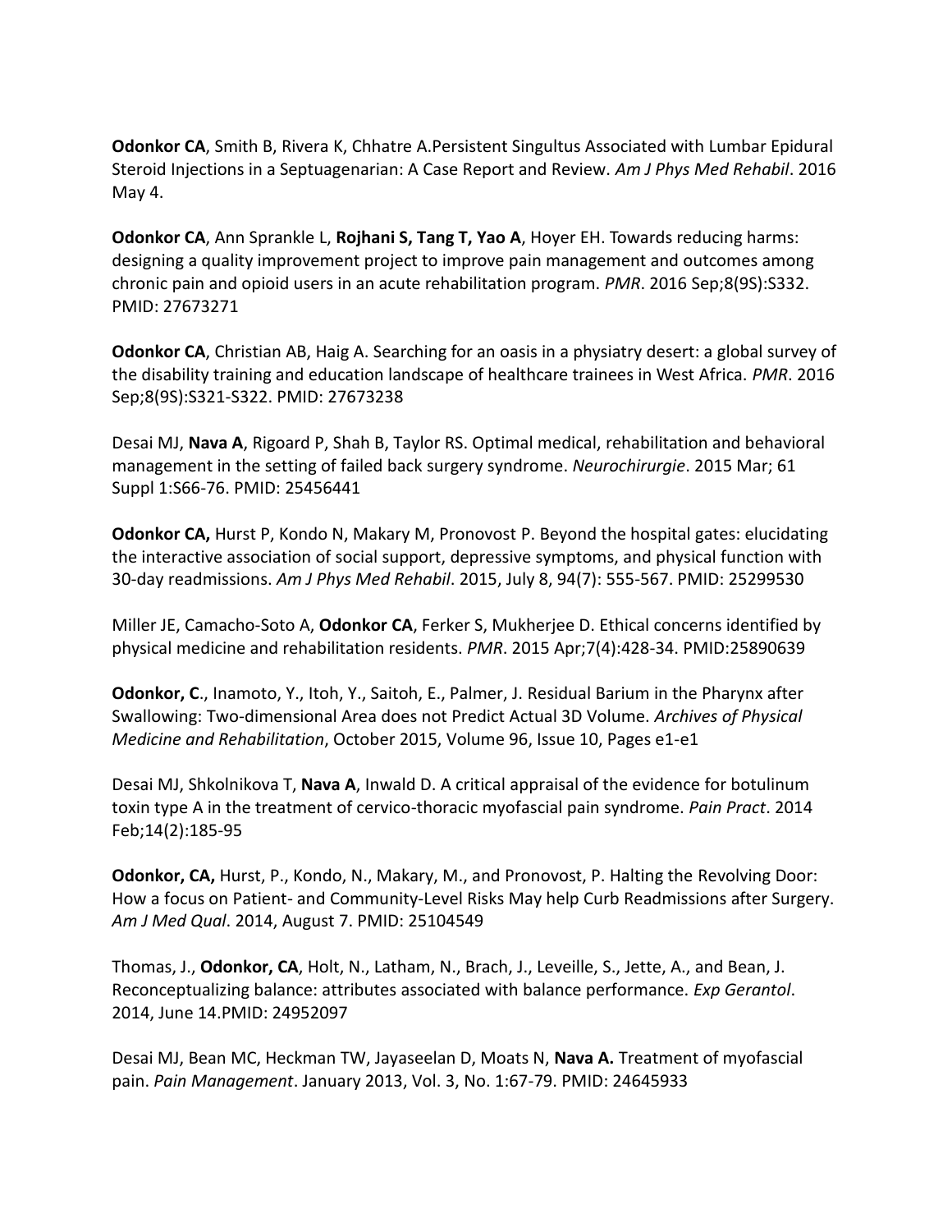**Odonkor CA**, Smith B, Rivera K, Chhatre A.Persistent Singultus Associated with Lumbar Epidural Steroid Injections in a Septuagenarian: A Case Report and Review. *Am J Phys Med Rehabil*. 2016 May 4.

**Odonkor CA**, Ann Sprankle L, **Rojhani S, Tang T, Yao A**, Hoyer EH. Towards reducing harms: designing a quality improvement project to improve pain management and outcomes among chronic pain and opioid users in an acute rehabilitation program. *PMR*. 2016 Sep;8(9S):S332. PMID: 27673271

**Odonkor CA**, Christian AB, Haig A. Searching for an oasis in a physiatry desert: a global survey of the disability training and education landscape of healthcare trainees in West Africa. *PMR*. 2016 Sep;8(9S):S321-S322. PMID: 27673238

Desai MJ, **Nava A**, Rigoard P, Shah B, Taylor RS. Optimal medical, rehabilitation and behavioral management in the setting of failed back surgery syndrome. *Neurochirurgie*. 2015 Mar; 61 Suppl 1:S66-76. PMID: 25456441

**Odonkor CA,** Hurst P, Kondo N, Makary M, Pronovost P. Beyond the hospital gates: elucidating the interactive association of social support, depressive symptoms, and physical function with 30-day readmissions. *Am J Phys Med Rehabil*. 2015, July 8, 94(7): 555-567. PMID: 25299530

Miller JE, Camacho-Soto A, **Odonkor CA**, Ferker S, Mukherjee D. Ethical concerns identified by physical medicine and rehabilitation residents. *PMR*. 2015 Apr;7(4):428-34. PMID:25890639

**Odonkor, C**., Inamoto, Y., Itoh, Y., Saitoh, E., Palmer, J. Residual Barium in the Pharynx after Swallowing: Two-dimensional Area does not Predict Actual 3D Volume. *Archives of Physical Medicine and Rehabilitation*, October 2015, Volume 96, Issue 10, Pages e1-e1

Desai MJ, Shkolnikova T, **Nava A**, Inwald D. A critical appraisal of the evidence for botulinum toxin type A in the treatment of cervico-thoracic myofascial pain syndrome. *Pain Pract*. 2014 Feb;14(2):185-95

**Odonkor, CA,** Hurst, P., Kondo, N., Makary, M., and Pronovost, P. Halting the Revolving Door: How a focus on Patient- and Community-Level Risks May help Curb Readmissions after Surgery. *Am J Med Qual*. 2014, August 7. PMID: 25104549

Thomas, J., **Odonkor, CA**, Holt, N., Latham, N., Brach, J., Leveille, S., Jette, A., and Bean, J. Reconceptualizing balance: attributes associated with balance performance. *Exp Gerantol*. 2014, June 14.PMID: 24952097

Desai MJ, Bean MC, Heckman TW, Jayaseelan D, Moats N, **Nava A.** Treatment of myofascial pain. *Pain Management*. January 2013, Vol. 3, No. 1:67-79. PMID: 24645933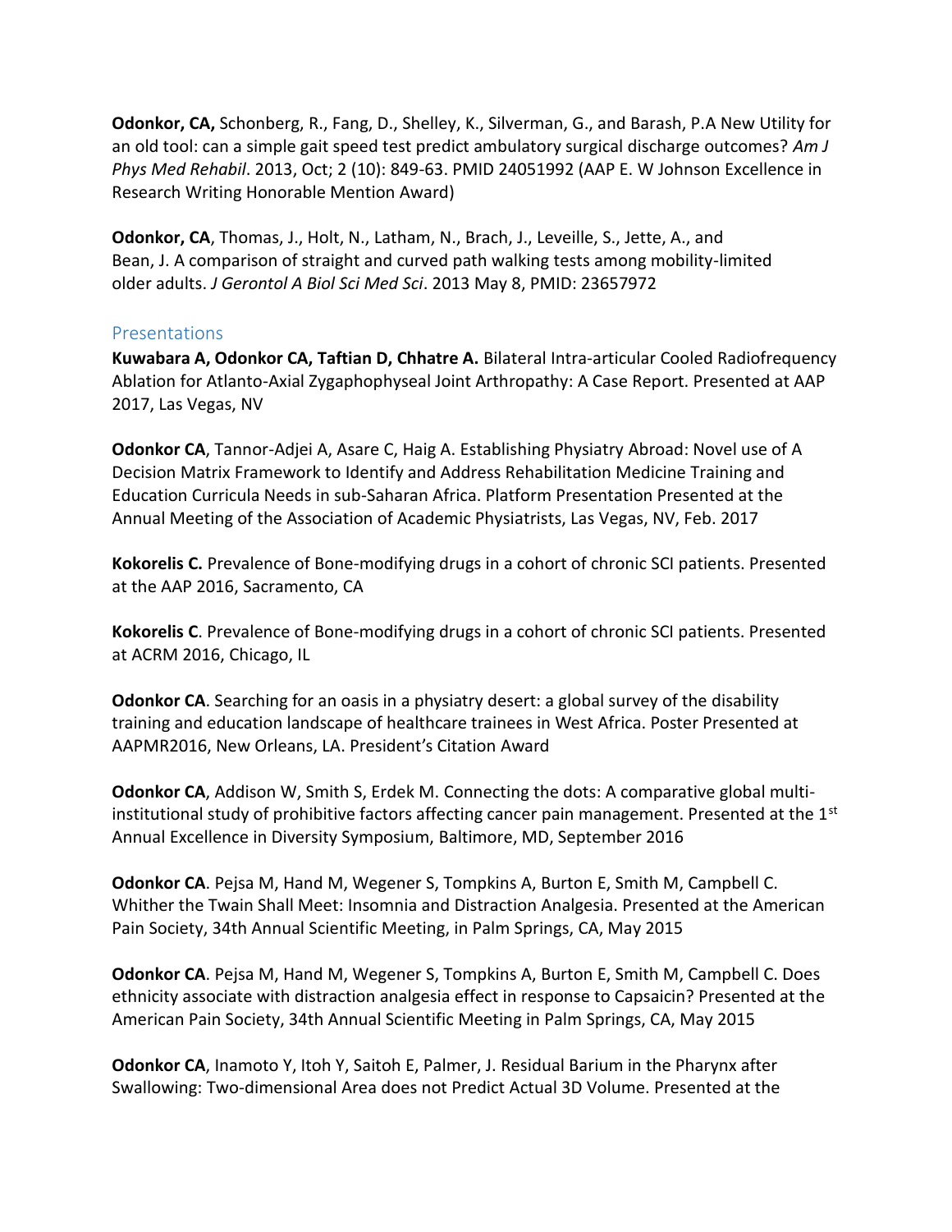**Odonkor, CA,** Schonberg, R., Fang, D., Shelley, K., Silverman, G., and Barash, P.A New Utility for an old tool: can a simple gait speed test predict ambulatory surgical discharge outcomes? *Am J Phys Med Rehabil*. 2013, Oct; 2 (10): 849-63. PMID 24051992 (AAP E. W Johnson Excellence in Research Writing Honorable Mention Award)

**Odonkor, CA**, Thomas, J., Holt, N., Latham, N., Brach, J., Leveille, S., Jette, A., and Bean, J. A comparison of straight and curved path walking tests among mobility-limited older adults. *J Gerontol A Biol Sci Med Sci*. 2013 May 8, PMID: 23657972

## Presentations

**Kuwabara A, Odonkor CA, Taftian D, Chhatre A.** Bilateral Intra-articular Cooled Radiofrequency Ablation for Atlanto-Axial Zygaphophyseal Joint Arthropathy: A Case Report. Presented at AAP 2017, Las Vegas, NV

**Odonkor CA**, Tannor-Adjei A, Asare C, Haig A. Establishing Physiatry Abroad: Novel use of A Decision Matrix Framework to Identify and Address Rehabilitation Medicine Training and Education Curricula Needs in sub-Saharan Africa. Platform Presentation Presented at the Annual Meeting of the Association of Academic Physiatrists, Las Vegas, NV, Feb. 2017

**Kokorelis C.** Prevalence of Bone-modifying drugs in a cohort of chronic SCI patients. Presented at the AAP 2016, Sacramento, CA

**Kokorelis C**. Prevalence of Bone-modifying drugs in a cohort of chronic SCI patients. Presented at ACRM 2016, Chicago, IL

**Odonkor CA**. Searching for an oasis in a physiatry desert: a global survey of the disability training and education landscape of healthcare trainees in West Africa. Poster Presented at AAPMR2016, New Orleans, LA. President's Citation Award

**Odonkor CA**, Addison W, Smith S, Erdek M. Connecting the dots: A comparative global multi-institutional study of prohibitive factors affecting cancer pain management. Presented at the 1st Annual Excellence in Diversity Symposium, Baltimore, MD, September 2016

**Odonkor CA**. Pejsa M, Hand M, Wegener S, Tompkins A, Burton E, Smith M, Campbell C. Whither the Twain Shall Meet: Insomnia and Distraction Analgesia. Presented at the American Pain Society, 34th Annual Scientific Meeting, in Palm Springs, CA, May 2015

**Odonkor CA**. Pejsa M, Hand M, Wegener S, Tompkins A, Burton E, Smith M, Campbell C. Does ethnicity associate with distraction analgesia effect in response to Capsaicin? Presented at the American Pain Society, 34th Annual Scientific Meeting in Palm Springs, CA, May 2015

**Odonkor CA**, Inamoto Y, Itoh Y, Saitoh E, Palmer, J. Residual Barium in the Pharynx after Swallowing: Two-dimensional Area does not Predict Actual 3D Volume. Presented at the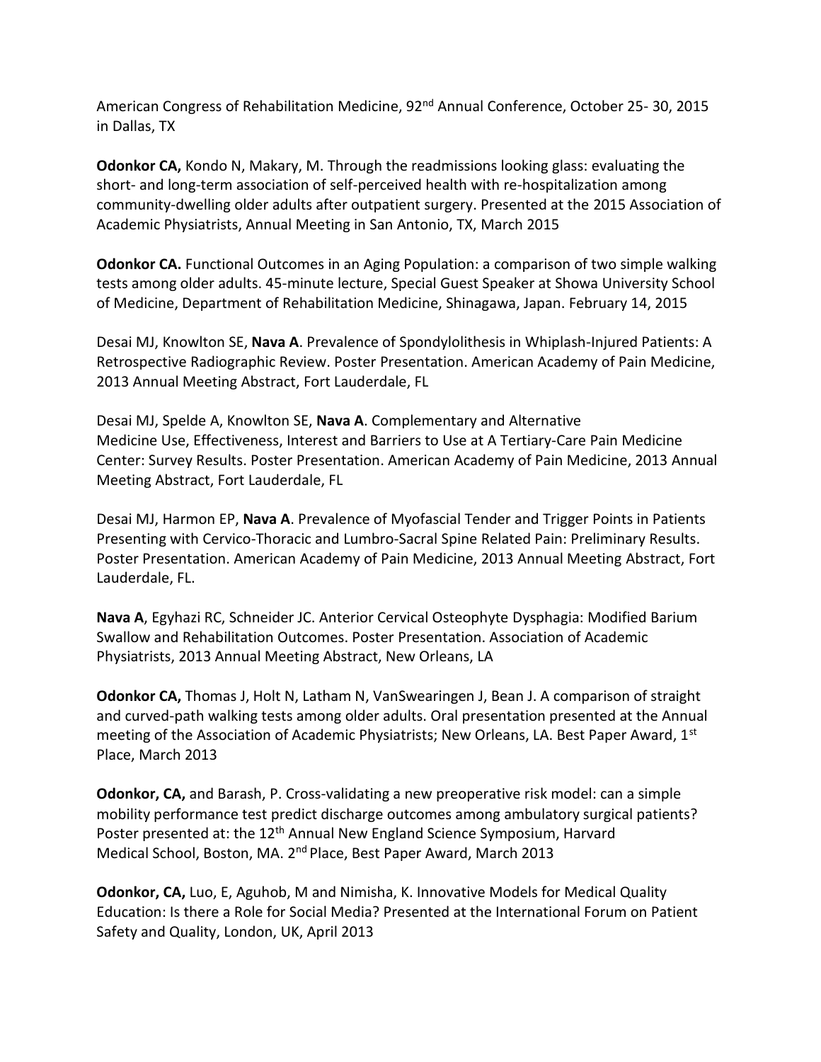American Congress of Rehabilitation Medicine, 92nd Annual Conference, October 25- 30, 2015 in Dallas, TX

**Odonkor CA,** Kondo N, Makary, M. Through the readmissions looking glass: evaluating the short- and long-term association of self-perceived health with re-hospitalization among community-dwelling older adults after outpatient surgery. Presented at the 2015 Association of Academic Physiatrists, Annual Meeting in San Antonio, TX, March 2015

**Odonkor CA.** Functional Outcomes in an Aging Population: a comparison of two simple walking tests among older adults. 45-minute lecture, Special Guest Speaker at Showa University School of Medicine, Department of Rehabilitation Medicine, Shinagawa, Japan. February 14, 2015

Desai MJ, Knowlton SE, **Nava A**. Prevalence of Spondylolithesis in Whiplash-Injured Patients: A Retrospective Radiographic Review. Poster Presentation. American Academy of Pain Medicine, 2013 Annual Meeting Abstract, Fort Lauderdale, FL

Desai MJ, Spelde A, Knowlton SE, **Nava A**. Complementary and Alternative Medicine Use, Effectiveness, Interest and Barriers to Use at A Tertiary-Care Pain Medicine Center: Survey Results. Poster Presentation. American Academy of Pain Medicine, 2013 Annual Meeting Abstract, Fort Lauderdale, FL

Desai MJ, Harmon EP, **Nava A**. Prevalence of Myofascial Tender and Trigger Points in Patients Presenting with Cervico-Thoracic and Lumbro-Sacral Spine Related Pain: Preliminary Results. Poster Presentation. American Academy of Pain Medicine, 2013 Annual Meeting Abstract, Fort Lauderdale, FL.

**Nava A**, Egyhazi RC, Schneider JC. Anterior Cervical Osteophyte Dysphagia: Modified Barium Swallow and Rehabilitation Outcomes. Poster Presentation. Association of Academic Physiatrists, 2013 Annual Meeting Abstract, New Orleans, LA

**Odonkor CA,** Thomas J, Holt N, Latham N, VanSwearingen J, Bean J. A comparison of straight and curved-path walking tests among older adults. Oral presentation presented at the Annual meeting of the Association of Academic Physiatrists; New Orleans, LA. Best Paper Award, 1st Place, March 2013

**Odonkor, CA,** and Barash, P. Cross-validating a new preoperative risk model: can a simple mobility performance test predict discharge outcomes among ambulatory surgical patients? Poster presented at: the 12th Annual New England Science Symposium, Harvard Medical School, Boston, MA. 2nd Place, Best Paper Award, March 2013

**Odonkor, CA,** Luo, E, Aguhob, M and Nimisha, K. Innovative Models for Medical Quality Education: Is there a Role for Social Media? Presented at the International Forum on Patient Safety and Quality, London, UK, April 2013